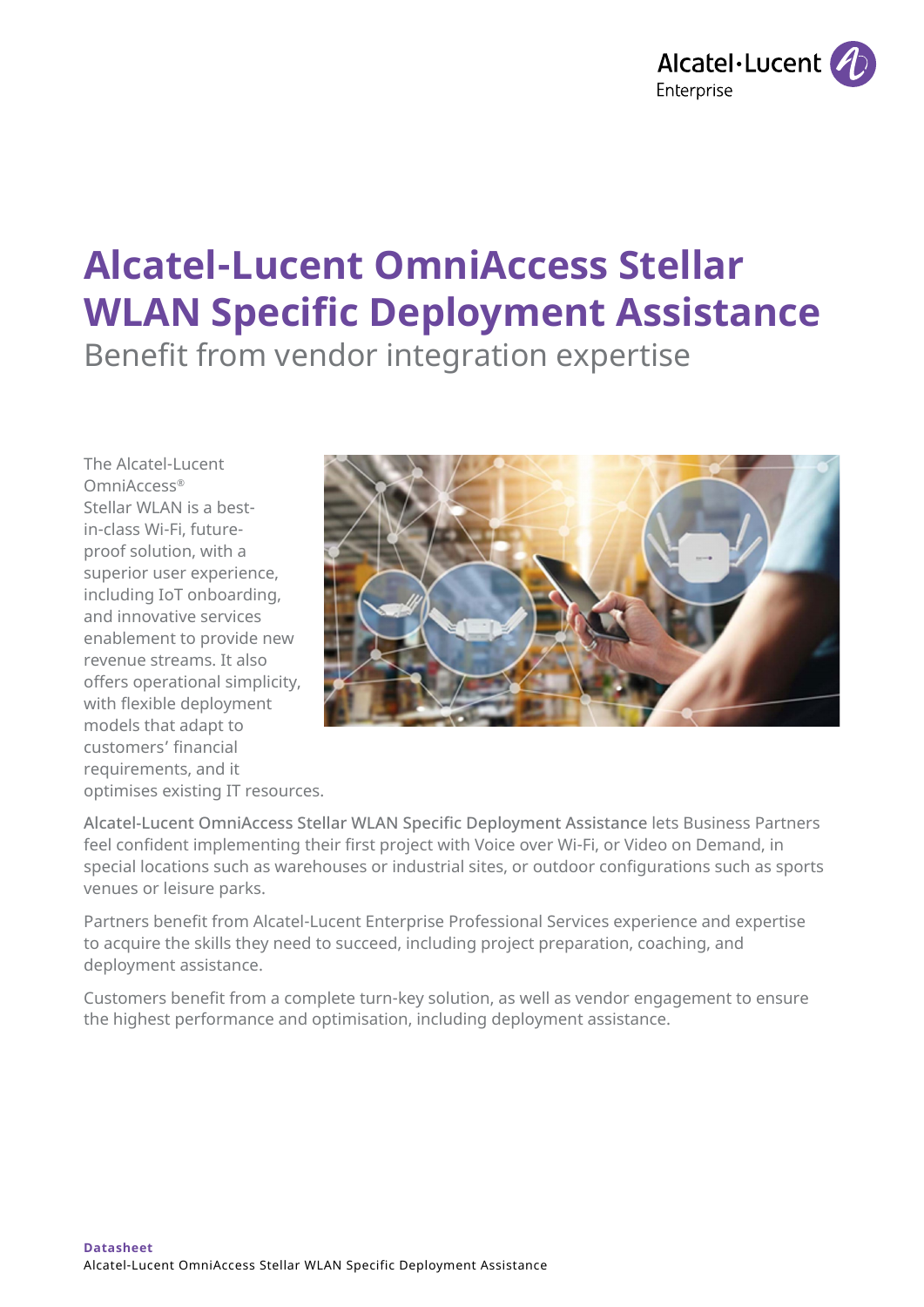# Alcatel-Lucent OmniAccess Stellar WLAN Specific Deployment Assistance

## Benefit from vendor integration expertise

The Alcatel-Lucent OmniAccess® Stellar WLAN is a best-in-class Wi-Fi, future-proof solution, with a superior user experience, including IoT onboarding, and innovative services enablement to provide new revenue streams. It also offers operational simplicity, with flexible deployment models that adapt to customers' financial requirements, and it optimises existing IT resources.

Alcatel-Lucent OmniAccess Stellar WLAN Specific Deployment Assistance lets Business Partners feel confident implementing their first project with Voice over Wi-Fi, or Video on Demand, in special locations such as warehouses or industrial sites, or outdoor configurations such as sports venues or leisure parks.

Partners benefit from Alcatel-Lucent Enterprise Professional Services experience and expertise to acquire the skills they need to succeed, including project preparation, coaching, and deployment assistance.

Customers benefit from a complete turn-key solution, as well as vendor engagement to ensure the highest performance and optimisation, including deployment assistance.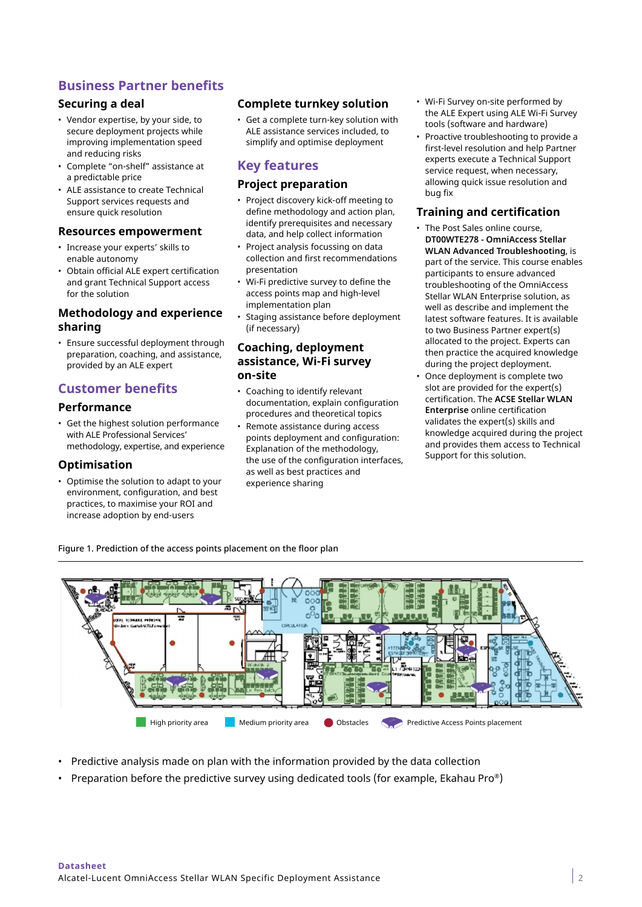## Business Partner benefits

### Securing a deal

- Vendor expertise, by your side, to secure deployment projects while improving implementation speed and reducing risks
- Complete "on-shelf" assistance at a predictable price
- ALE assistance to create Technical Support services requests and ensure quick resolution

### Resources empowerment

- Increase your experts' skills to enable autonomy
- Obtain official ALE expert certification and grant Technical Support access for the solution

### Methodology and experience sharing

- Ensure successful deployment through preparation, coaching, and assistance, provided by an ALE expert

## Customer benefits

### Performance

- Get the highest solution performance with ALE Professional Services' methodology, expertise, and experience

### Optimisation

- Optimise the solution to adapt to your environment, configuration, and best practices, to maximise your ROI and increase adoption by end-users

### Complete turnkey solution

- Get a complete turn-key solution with ALE assistance services included, to simplify and optimise deployment

## Key features

### Project preparation

- Project discovery kick-off meeting to define methodology and action plan, identify prerequisites and necessary data, and help collect information
- Project analysis focussing on data collection and first recommendations presentation
- Wi-Fi predictive survey to define the access points map and high-level implementation plan
- Staging assistance before deployment (if necessary)

### Coaching, deployment assistance, Wi-Fi survey on-site

- Coaching to identify relevant documentation, explain configuration procedures and theoretical topics
- Remote assistance during access points deployment and configuration: Explanation of the methodology, the use of the configuration interfaces, as well as best practices and experience sharing
- Wi-Fi Survey on-site performed by the ALE Expert using ALE Wi-Fi Survey tools (software and hardware)
- Proactive troubleshooting to provide a first-level resolution and help Partner experts execute a Technical Support service request, when necessary, allowing quick issue resolution and bug fix

### Training and certification

- The Post Sales online course, **DT00WTE278 - OmniAccess Stellar WLAN Advanced Troubleshooting**, is part of the service. This course enables participants to ensure advanced troubleshooting of the OmniAccess Stellar WLAN Enterprise solution, as well as describe and implement the latest software features. It is available to two Business Partner expert(s) allocated to the project. Experts can then practice the acquired knowledge during the project deployment.
- Once deployment is complete two slot are provided for the expert(s) certification. The **ACSE Stellar WLAN Enterprise** online certification validates the expert(s) skills and knowledge acquired during the project and provides them access to Technical Support for this solution.

Figure 1. Prediction of the access points placement on the floor plan

High priority area | Medium priority area | Obstacles | Predictive Access Points placement

- Predictive analysis made on plan with the information provided by the data collection
- Preparation before the predictive survey using dedicated tools (for example, Ekahau Pro®)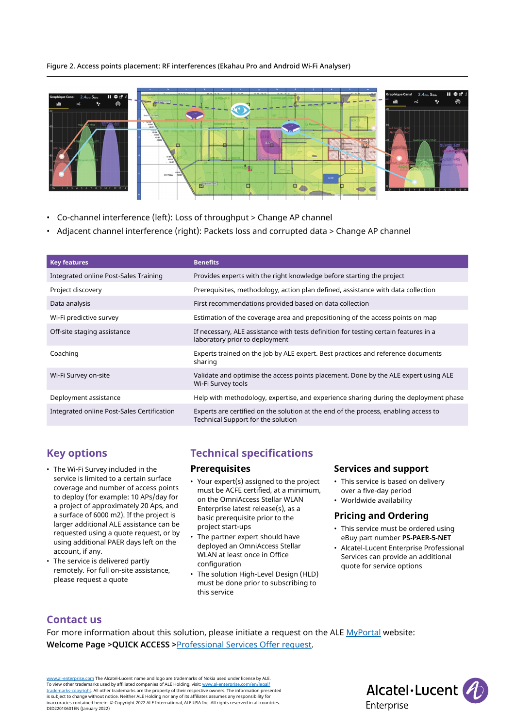Figure 2. Access points placement: RF interferences (Ekahau Pro and Android Wi-Fi Analyser)

- Co-channel interference (left): Loss of throughput > Change AP channel
- Adjacent channel interference (right): Packets loss and corrupted data > Change AP channel

| Key features | Benefits |
|---|---|
| Integrated online Post-Sales Training | Provides experts with the right knowledge before starting the project |
| Project discovery | Prerequisites, methodology, action plan defined, assistance with data collection |
| Data analysis | First recommendations provided based on data collection |
| Wi-Fi predictive survey | Estimation of the coverage area and prepositioning of the access points on map |
| Off-site staging assistance | If necessary, ALE assistance with tests definition for testing certain features in a laboratory prior to deployment |
| Coaching | Experts trained on the job by ALE expert. Best practices and reference documents sharing |
| Wi-Fi Survey on-site | Validate and optimise the access points placement. Done by the ALE expert using ALE Wi-Fi Survey tools |
| Deployment assistance | Help with methodology, expertise, and experience sharing during the deployment phase |
| Integrated online Post-Sales Certification | Experts are certified on the solution at the end of the process, enabling access to Technical Support for the solution |

## Key options

- The Wi-Fi Survey included in the service is limited to a certain surface coverage and number of access points to deploy (for example: 10 APs/day for a project of approximately 20 Aps, and a surface of 6000 m2). If the project is larger additional ALE assistance can be requested using a quote request, or by using additional PAER days left on the account, if any.
- The service is delivered partly remotely. For full on-site assistance, please request a quote

## Technical specifications

### Prerequisites

- Your expert(s) assigned to the project must be ACFE certified, at a minimum, on the OmniAccess Stellar WLAN Enterprise latest release(s), as a basic prerequisite prior to the project start-ups
- The partner expert should have deployed an OmniAccess Stellar WLAN at least once in Office configuration
- The solution High-Level Design (HLD) must be done prior to subscribing to this service

### Services and support

- This service is based on delivery over a five-day period
- Worldwide availability

### Pricing and Ordering

- This service must be ordered using eBuy part number **PS-PAER-5-NET**
- Alcatel-Lucent Enterprise Professional Services can provide an additional quote for service options

## Contact us

For more information about this solution, please initiate a request on the ALE [MyPortal](MyPortal) website:
**Welcome Page >QUICK ACCESS >**[Professional Services Offer request](Professional Services Offer request).

www.al-enterprise.com The Alcatel-Lucent name and logo are trademarks of Nokia used under license by ALE. To view other trademarks used by affiliated companies of ALE Holding, visit: www.al-enterprise.com/en/legal/trademarks-copyright. All other trademarks are the property of their respective owners. The information presented is subject to change without notice. Neither ALE Holding nor any of its affiliates assumes any responsibility for inaccuracies contained herein. © Copyright 2022 ALE International, ALE USA Inc. All rights reserved in all countries. DID22010601EN (January 2022)

Alcatel·Lucent Enterprise